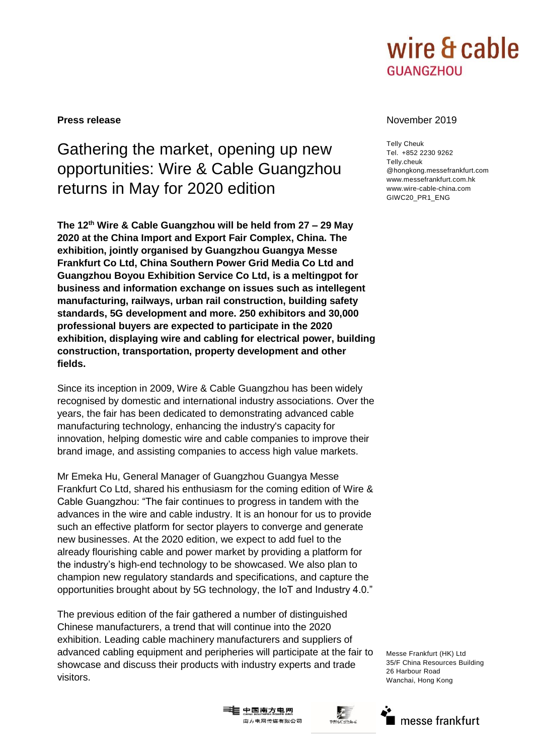**Press release**

November 2019

Telly Cheuk
Tel. +852 2230 9262
Telly.cheuk
@hongkong.messefrankfurt.com
www.messefrankfurt.com.hk
www.wire-cable-china.com
GIWC20_PR1_ENG

# Gathering the market, opening up new opportunities: Wire & Cable Guangzhou returns in May for 2020 edition

**The 12th Wire & Cable Guangzhou will be held from 27 – 29 May 2020 at the China Import and Export Fair Complex, China. The exhibition, jointly organised by Guangzhou Guangya Messe Frankfurt Co Ltd, China Southern Power Grid Media Co Ltd and Guangzhou Boyou Exhibition Service Co Ltd, is a meltingpot for business and information exchange on issues such as intellegent manufacturing, railways, urban rail construction, building safety standards, 5G development and more. 250 exhibitors and 30,000 professional buyers are expected to participate in the 2020 exhibition, displaying wire and cabling for electrical power, building construction, transportation, property development and other fields.**

Since its inception in 2009, Wire & Cable Guangzhou has been widely recognised by domestic and international industry associations. Over the years, the fair has been dedicated to demonstrating advanced cable manufacturing technology, enhancing the industry's capacity for innovation, helping domestic wire and cable companies to improve their brand image, and assisting companies to access high value markets.

Mr Emeka Hu, General Manager of Guangzhou Guangya Messe Frankfurt Co Ltd, shared his enthusiasm for the coming edition of Wire & Cable Guangzhou: "The fair continues to progress in tandem with the advances in the wire and cable industry. It is an honour for us to provide such an effective platform for sector players to converge and generate new businesses. At the 2020 edition, we expect to add fuel to the already flourishing cable and power market by providing a platform for the industry's high-end technology to be showcased. We also plan to champion new regulatory standards and specifications, and capture the opportunities brought about by 5G technology, the IoT and Industry 4.0."

The previous edition of the fair gathered a number of distinguished Chinese manufacturers, a trend that will continue into the 2020 exhibition. Leading cable machinery manufacturers and suppliers of advanced cabling equipment and peripheries will participate at the fair to showcase and discuss their products with industry experts and trade visitors.

Messe Frankfurt (HK) Ltd
35/F China Resources Building
26 Harbour Road
Wanchai, Hong Kong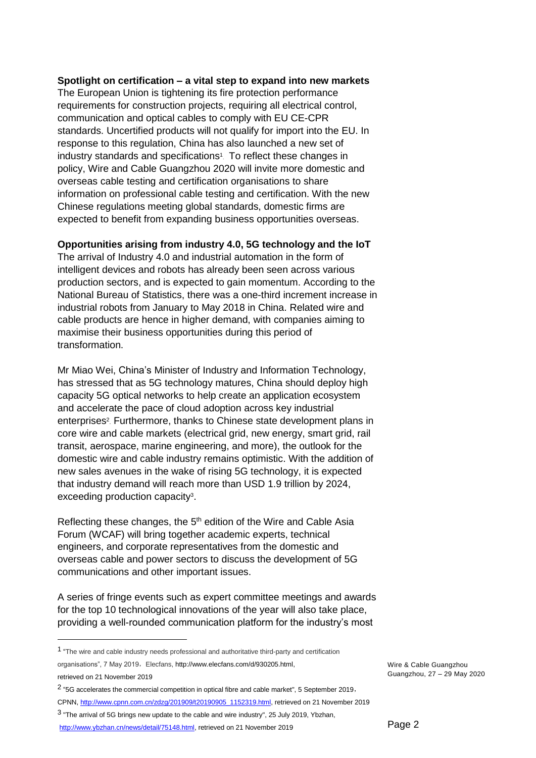**Spotlight on certification – a vital step to expand into new markets**

The European Union is tightening its fire protection performance requirements for construction projects, requiring all electrical control, communication and optical cables to comply with EU CE-CPR standards. Uncertified products will not qualify for import into the EU. In response to this regulation, China has also launched a new set of industry standards and specifications[1]. To reflect these changes in policy, Wire and Cable Guangzhou 2020 will invite more domestic and overseas cable testing and certification organisations to share information on professional cable testing and certification. With the new Chinese regulations meeting global standards, domestic firms are expected to benefit from expanding business opportunities overseas.

**Opportunities arising from industry 4.0, 5G technology and the IoT**

The arrival of Industry 4.0 and industrial automation in the form of intelligent devices and robots has already been seen across various production sectors, and is expected to gain momentum. According to the National Bureau of Statistics, there was a one-third increment increase in industrial robots from January to May 2018 in China. Related wire and cable products are hence in higher demand, with companies aiming to maximise their business opportunities during this period of transformation.

Mr Miao Wei, China's Minister of Industry and Information Technology, has stressed that as 5G technology matures, China should deploy high capacity 5G optical networks to help create an application ecosystem and accelerate the pace of cloud adoption across key industrial enterprises[2]. Furthermore, thanks to Chinese state development plans in core wire and cable markets (electrical grid, new energy, smart grid, rail transit, aerospace, marine engineering, and more), the outlook for the domestic wire and cable industry remains optimistic. With the addition of new sales avenues in the wake of rising 5G technology, it is expected that industry demand will reach more than USD 1.9 trillion by 2024, exceeding production capacity[3].

Reflecting these changes, the 5th edition of the Wire and Cable Asia Forum (WCAF) will bring together academic experts, technical engineers, and corporate representatives from the domestic and overseas cable and power sectors to discuss the development of 5G communications and other important issues.

A series of fringe events such as expert committee meetings and awards for the top 10 technological innovations of the year will also take place, providing a well-rounded communication platform for the industry's most

---

[1] "The wire and cable industry needs professional and authoritative third-party and certification organisations", 7 May 2019，Elecfans, http://www.elecfans.com/d/930205.html, retrieved on 21 November 2019

[2] "5G accelerates the commercial competition in optical fibre and cable market", 5 September 2019，CPNN, http://www.cpnn.com.cn/zdzg/201909/t20190905_1152319.html, retrieved on 21 November 2019

[3] "The arrival of 5G brings new update to the cable and wire industry", 25 July 2019, Ybzhan, http://www.ybzhan.cn/news/detail/75148.html, retrieved on 21 November 2019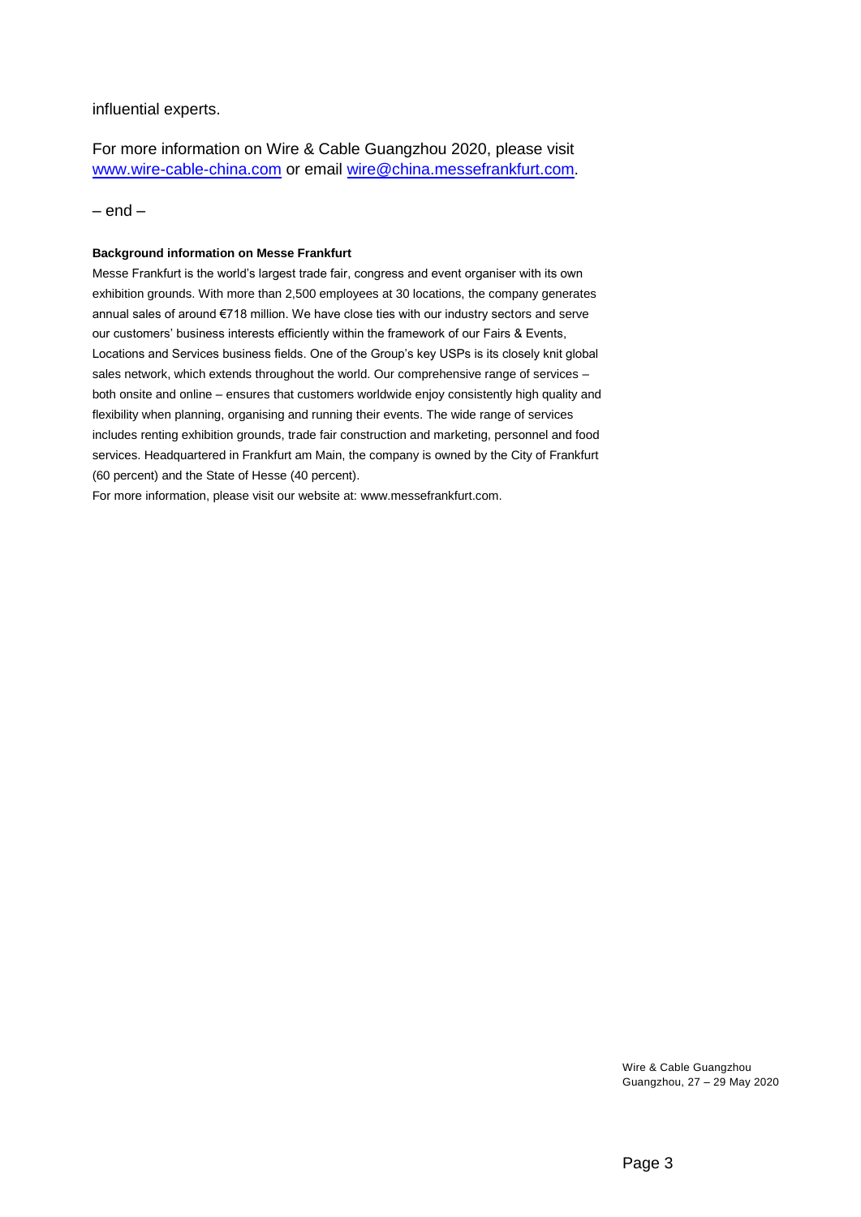influential experts.

For more information on Wire & Cable Guangzhou 2020, please visit www.wire-cable-china.com or email wire@china.messefrankfurt.com.

– end –

**Background information on Messe Frankfurt**

Messe Frankfurt is the world's largest trade fair, congress and event organiser with its own exhibition grounds. With more than 2,500 employees at 30 locations, the company generates annual sales of around €718 million. We have close ties with our industry sectors and serve our customers' business interests efficiently within the framework of our Fairs & Events, Locations and Services business fields. One of the Group's key USPs is its closely knit global sales network, which extends throughout the world. Our comprehensive range of services – both onsite and online – ensures that customers worldwide enjoy consistently high quality and flexibility when planning, organising and running their events. The wide range of services includes renting exhibition grounds, trade fair construction and marketing, personnel and food services. Headquartered in Frankfurt am Main, the company is owned by the City of Frankfurt (60 percent) and the State of Hesse (40 percent).

For more information, please visit our website at: www.messefrankfurt.com.